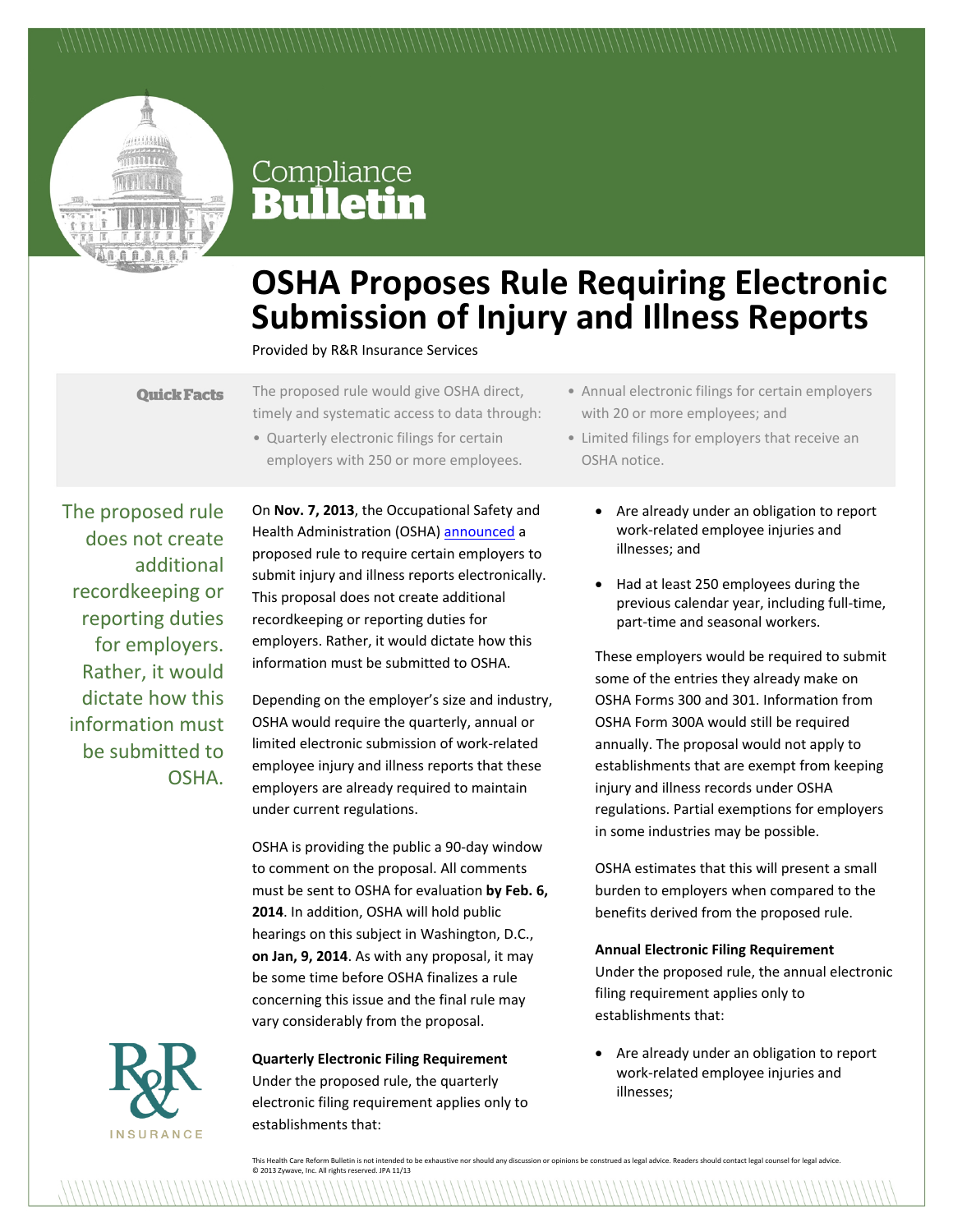Compliance **Bulletin**

# OSHA Proposes Rule Requiring Electronic Submission of Injury and Illness Reports

Provided by R&R Insurance Services

**Quick Facts**

The proposed rule would give OSHA direct, timely and systematic access to data through:

- Quarterly electronic filings for certain employers with 250 or more employees.
- Annual electronic filings for certain employers with 20 or more employees; and
- Limited filings for employers that receive an OSHA notice.

The proposed rule does not create additional recordkeeping or reporting duties for employers. Rather, it would dictate how this information must be submitted to OSHA.

On **Nov. 7, 2013**, the Occupational Safety and Health Administration (OSHA) announced a proposed rule to require certain employers to submit injury and illness reports electronically. This proposal does not create additional recordkeeping or reporting duties for employers. Rather, it would dictate how this information must be submitted to OSHA.

Depending on the employer's size and industry, OSHA would require the quarterly, annual or limited electronic submission of work-related employee injury and illness reports that these employers are already required to maintain under current regulations.

OSHA is providing the public a 90-day window to comment on the proposal. All comments must be sent to OSHA for evaluation **by Feb. 6, 2014**. In addition, OSHA will hold public hearings on this subject in Washington, D.C., **on Jan, 9, 2014**. As with any proposal, it may be some time before OSHA finalizes a rule concerning this issue and the final rule may vary considerably from the proposal.

**Quarterly Electronic Filing Requirement**

Under the proposed rule, the quarterly electronic filing requirement applies only to establishments that:

- Are already under an obligation to report work-related employee injuries and illnesses; and
- Had at least 250 employees during the previous calendar year, including full-time, part-time and seasonal workers.

These employers would be required to submit some of the entries they already make on OSHA Forms 300 and 301. Information from OSHA Form 300A would still be required annually. The proposal would not apply to establishments that are exempt from keeping injury and illness records under OSHA regulations. Partial exemptions for employers in some industries may be possible.

OSHA estimates that this will present a small burden to employers when compared to the benefits derived from the proposed rule.

**Annual Electronic Filing Requirement**

Under the proposed rule, the annual electronic filing requirement applies only to establishments that:

- Are already under an obligation to report work-related employee injuries and illnesses;

This Health Care Reform Bulletin is not intended to be exhaustive nor should any discussion or opinions be construed as legal advice. Readers should contact legal counsel for legal advice.
© 2013 Zywave, Inc. All rights reserved. JPA 11/13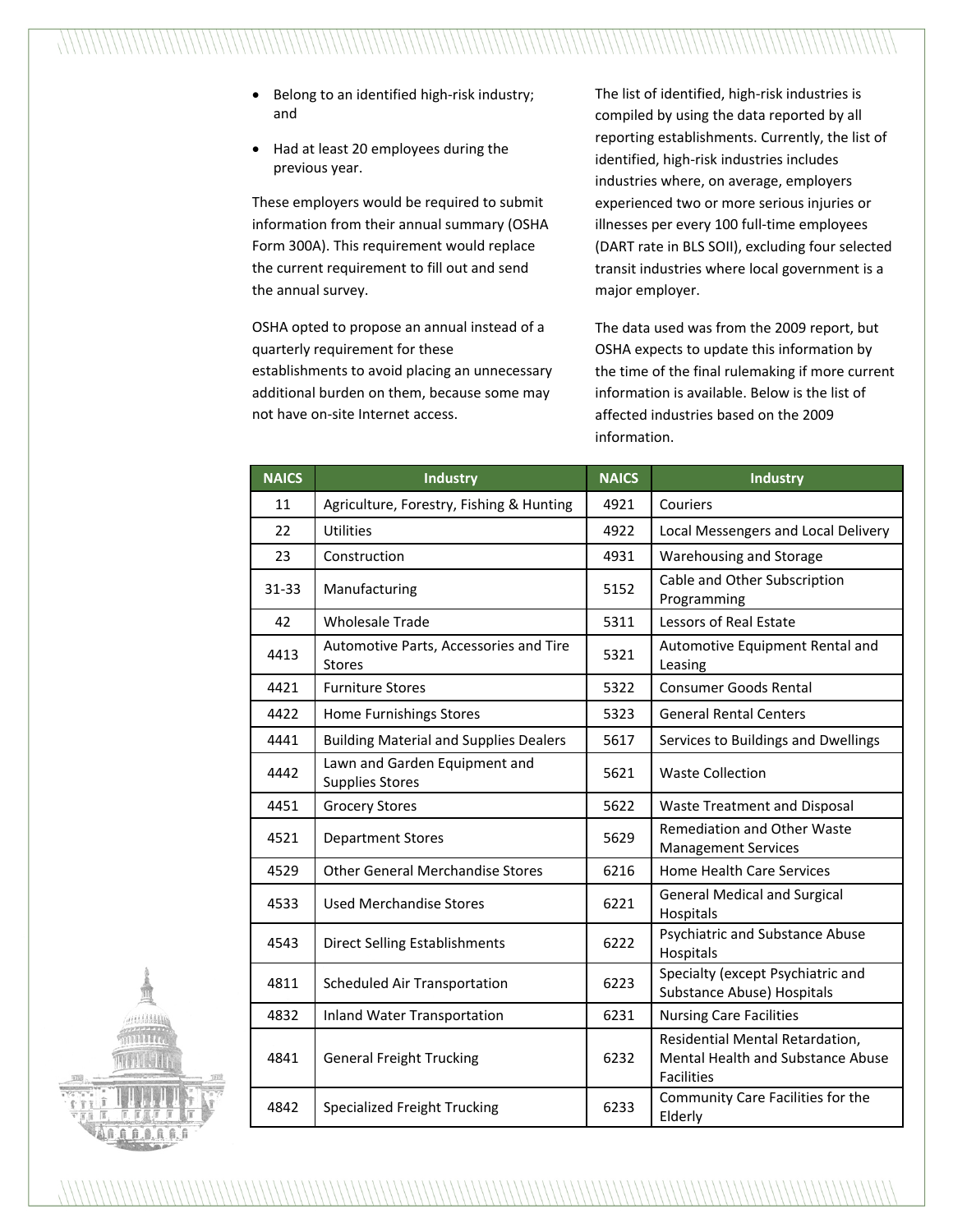- Belong to an identified high-risk industry; and
- Had at least 20 employees during the previous year.

These employers would be required to submit information from their annual summary (OSHA Form 300A). This requirement would replace the current requirement to fill out and send the annual survey.

OSHA opted to propose an annual instead of a quarterly requirement for these establishments to avoid placing an unnecessary additional burden on them, because some may not have on-site Internet access.

The list of identified, high-risk industries is compiled by using the data reported by all reporting establishments. Currently, the list of identified, high-risk industries includes industries where, on average, employers experienced two or more serious injuries or illnesses per every 100 full-time employees (DART rate in BLS SOII), excluding four selected transit industries where local government is a major employer.

The data used was from the 2009 report, but OSHA expects to update this information by the time of the final rulemaking if more current information is available. Below is the list of affected industries based on the 2009 information.

| NAICS | Industry | NAICS | Industry |
|---|---|---|---|
| 11 | Agriculture, Forestry, Fishing & Hunting | 4921 | Couriers |
| 22 | Utilities | 4922 | Local Messengers and Local Delivery |
| 23 | Construction | 4931 | Warehousing and Storage |
| 31-33 | Manufacturing | 5152 | Cable and Other Subscription Programming |
| 42 | Wholesale Trade | 5311 | Lessors of Real Estate |
| 4413 | Automotive Parts, Accessories and Tire Stores | 5321 | Automotive Equipment Rental and Leasing |
| 4421 | Furniture Stores | 5322 | Consumer Goods Rental |
| 4422 | Home Furnishings Stores | 5323 | General Rental Centers |
| 4441 | Building Material and Supplies Dealers | 5617 | Services to Buildings and Dwellings |
| 4442 | Lawn and Garden Equipment and Supplies Stores | 5621 | Waste Collection |
| 4451 | Grocery Stores | 5622 | Waste Treatment and Disposal |
| 4521 | Department Stores | 5629 | Remediation and Other Waste Management Services |
| 4529 | Other General Merchandise Stores | 6216 | Home Health Care Services |
| 4533 | Used Merchandise Stores | 6221 | General Medical and Surgical Hospitals |
| 4543 | Direct Selling Establishments | 6222 | Psychiatric and Substance Abuse Hospitals |
| 4811 | Scheduled Air Transportation | 6223 | Specialty (except Psychiatric and Substance Abuse) Hospitals |
| 4832 | Inland Water Transportation | 6231 | Nursing Care Facilities |
| 4841 | General Freight Trucking | 6232 | Residential Mental Retardation, Mental Health and Substance Abuse Facilities |
| 4842 | Specialized Freight Trucking | 6233 | Community Care Facilities for the Elderly |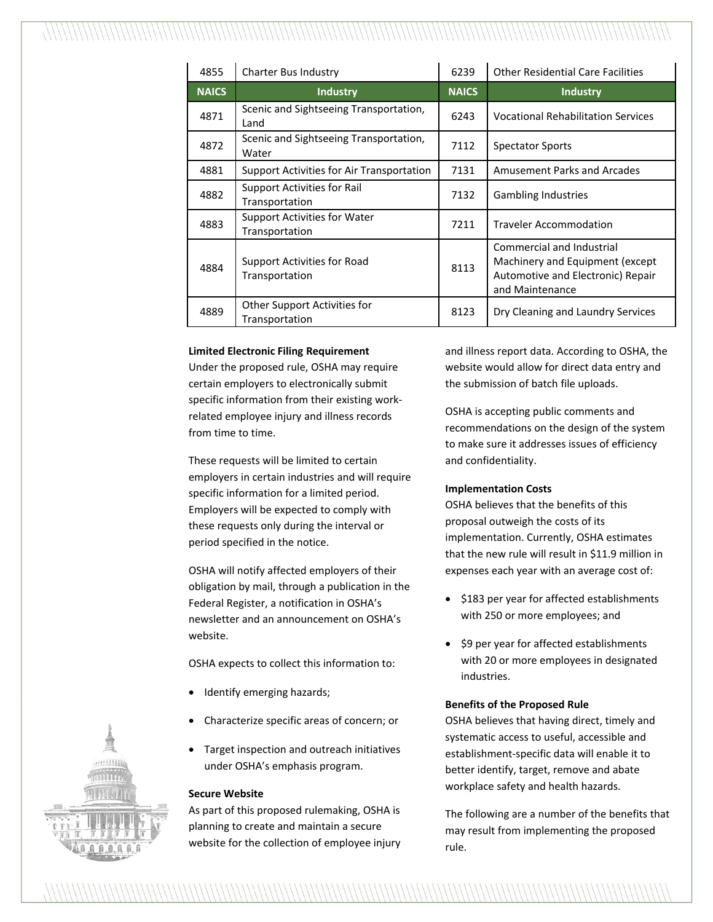| NAICS | Industry | NAICS | Industry |
|---|---|---|---|
| 4855 | Charter Bus Industry | 6239 | Other Residential Care Facilities |
| 4871 | Scenic and Sightseeing Transportation, Land | 6243 | Vocational Rehabilitation Services |
| 4872 | Scenic and Sightseeing Transportation, Water | 7112 | Spectator Sports |
| 4881 | Support Activities for Air Transportation | 7131 | Amusement Parks and Arcades |
| 4882 | Support Activities for Rail Transportation | 7132 | Gambling Industries |
| 4883 | Support Activities for Water Transportation | 7211 | Traveler Accommodation |
| 4884 | Support Activities for Road Transportation | 8113 | Commercial and Industrial Machinery and Equipment (except Automotive and Electronic) Repair and Maintenance |
| 4889 | Other Support Activities for Transportation | 8123 | Dry Cleaning and Laundry Services |

**Limited Electronic Filing Requirement**

Under the proposed rule, OSHA may require certain employers to electronically submit specific information from their existing work-related employee injury and illness records from time to time.

These requests will be limited to certain employers in certain industries and will require specific information for a limited period. Employers will be expected to comply with these requests only during the interval or period specified in the notice.

OSHA will notify affected employers of their obligation by mail, through a publication in the Federal Register, a notification in OSHA's newsletter and an announcement on OSHA's website.

OSHA expects to collect this information to:

- Identify emerging hazards;
- Characterize specific areas of concern; or
- Target inspection and outreach initiatives under OSHA's emphasis program.

**Secure Website**

As part of this proposed rulemaking, OSHA is planning to create and maintain a secure website for the collection of employee injury and illness report data. According to OSHA, the website would allow for direct data entry and the submission of batch file uploads.

OSHA is accepting public comments and recommendations on the design of the system to make sure it addresses issues of efficiency and confidentiality.

**Implementation Costs**

OSHA believes that the benefits of this proposal outweigh the costs of its implementation. Currently, OSHA estimates that the new rule will result in $11.9 million in expenses each year with an average cost of:

- $183 per year for affected establishments with 250 or more employees; and
- $9 per year for affected establishments with 20 or more employees in designated industries.

**Benefits of the Proposed Rule**

OSHA believes that having direct, timely and systematic access to useful, accessible and establishment-specific data will enable it to better identify, target, remove and abate workplace safety and health hazards.

The following are a number of the benefits that may result from implementing the proposed rule.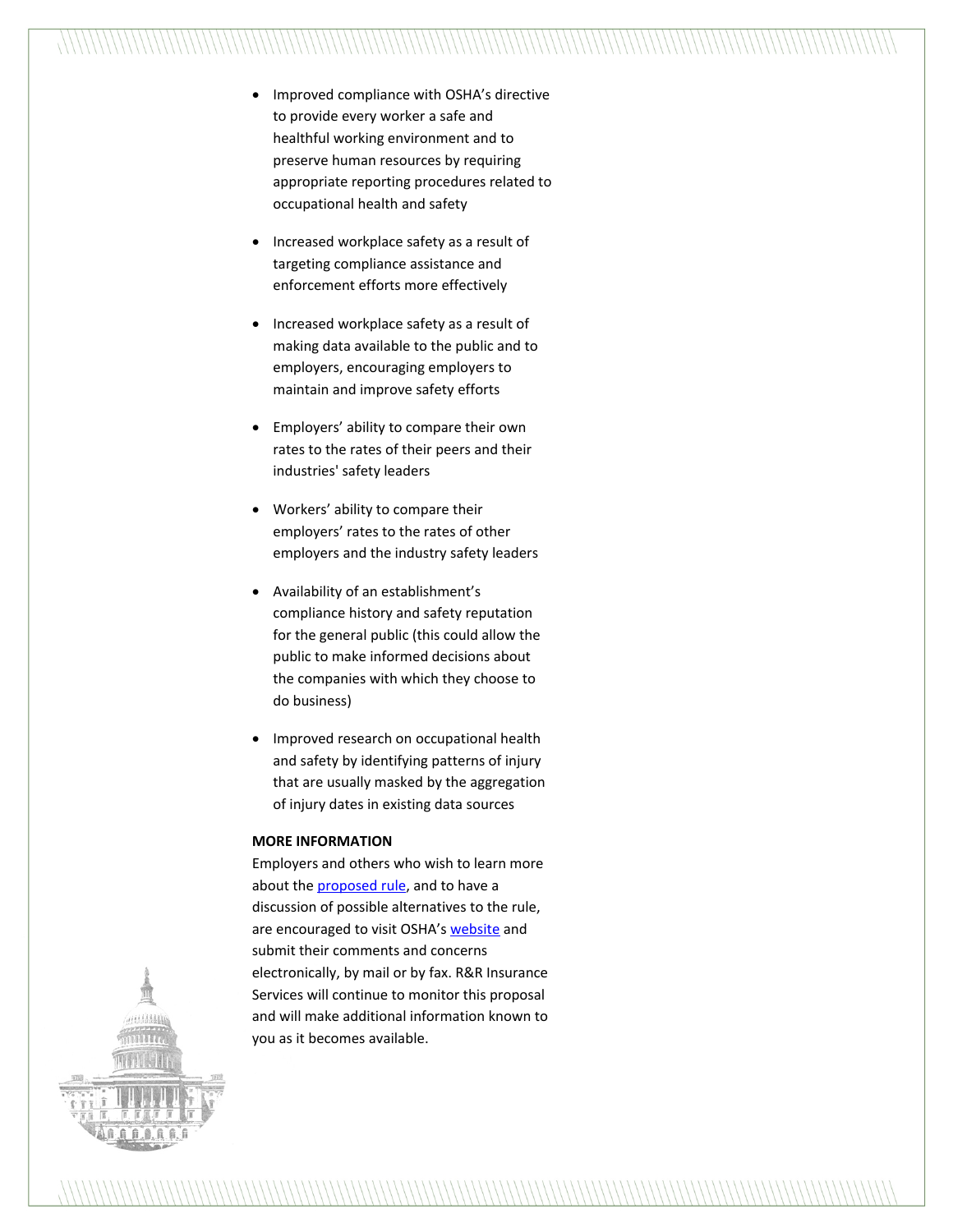- Improved compliance with OSHA's directive to provide every worker a safe and healthful working environment and to preserve human resources by requiring appropriate reporting procedures related to occupational health and safety

- Increased workplace safety as a result of targeting compliance assistance and enforcement efforts more effectively

- Increased workplace safety as a result of making data available to the public and to employers, encouraging employers to maintain and improve safety efforts

- Employers' ability to compare their own rates to the rates of their peers and their industries' safety leaders

- Workers' ability to compare their employers' rates to the rates of other employers and the industry safety leaders

- Availability of an establishment's compliance history and safety reputation for the general public (this could allow the public to make informed decisions about the companies with which they choose to do business)

- Improved research on occupational health and safety by identifying patterns of injury that are usually masked by the aggregation of injury dates in existing data sources

**MORE INFORMATION**

Employers and others who wish to learn more about the proposed rule, and to have a discussion of possible alternatives to the rule, are encouraged to visit OSHA's website and submit their comments and concerns electronically, by mail or by fax. R&R Insurance Services will continue to monitor this proposal and will make additional information known to you as it becomes available.